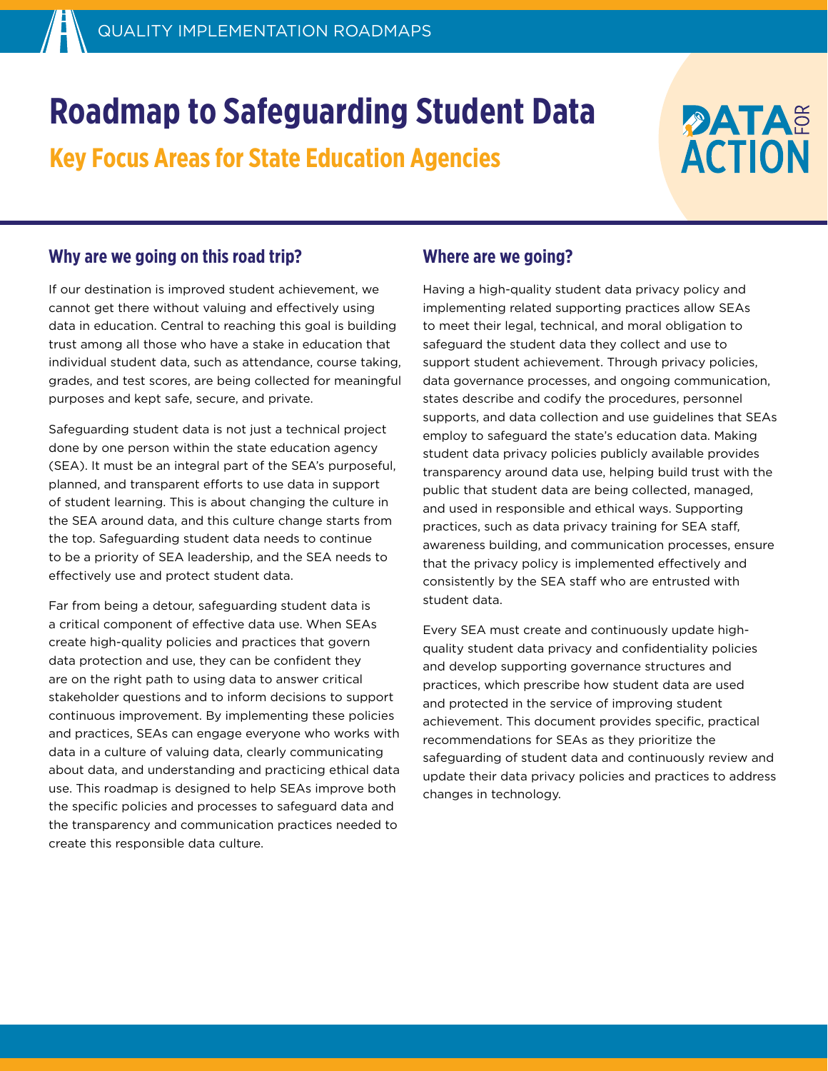QUALITY IMPLEMENTATION ROADMAPS

# Roadmap to Safeguarding Student Data

## Key Focus Areas for State Education Agencies

DATA FOR ACTION

### Why are we going on this road trip?

If our destination is improved student achievement, we cannot get there without valuing and effectively using data in education. Central to reaching this goal is building trust among all those who have a stake in education that individual student data, such as attendance, course taking, grades, and test scores, are being collected for meaningful purposes and kept safe, secure, and private.

Safeguarding student data is not just a technical project done by one person within the state education agency (SEA). It must be an integral part of the SEA's purposeful, planned, and transparent efforts to use data in support of student learning. This is about changing the culture in the SEA around data, and this culture change starts from the top. Safeguarding student data needs to continue to be a priority of SEA leadership, and the SEA needs to effectively use and protect student data.

Far from being a detour, safeguarding student data is a critical component of effective data use. When SEAs create high-quality policies and practices that govern data protection and use, they can be confident they are on the right path to using data to answer critical stakeholder questions and to inform decisions to support continuous improvement. By implementing these policies and practices, SEAs can engage everyone who works with data in a culture of valuing data, clearly communicating about data, and understanding and practicing ethical data use. This roadmap is designed to help SEAs improve both the specific policies and processes to safeguard data and the transparency and communication practices needed to create this responsible data culture.

### Where are we going?

Having a high-quality student data privacy policy and implementing related supporting practices allow SEAs to meet their legal, technical, and moral obligation to safeguard the student data they collect and use to support student achievement. Through privacy policies, data governance processes, and ongoing communication, states describe and codify the procedures, personnel supports, and data collection and use guidelines that SEAs employ to safeguard the state's education data. Making student data privacy policies publicly available provides transparency around data use, helping build trust with the public that student data are being collected, managed, and used in responsible and ethical ways. Supporting practices, such as data privacy training for SEA staff, awareness building, and communication processes, ensure that the privacy policy is implemented effectively and consistently by the SEA staff who are entrusted with student data.

Every SEA must create and continuously update high-quality student data privacy and confidentiality policies and develop supporting governance structures and practices, which prescribe how student data are used and protected in the service of improving student achievement. This document provides specific, practical recommendations for SEAs as they prioritize the safeguarding of student data and continuously review and update their data privacy policies and practices to address changes in technology.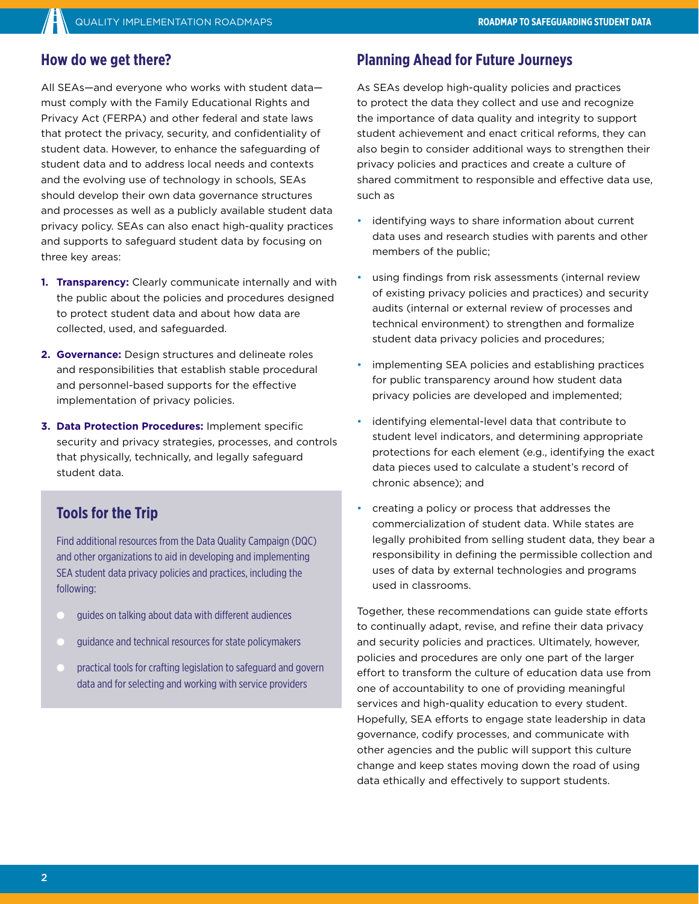## How do we get there?

All SEAs—and everyone who works with student data—must comply with the Family Educational Rights and Privacy Act (FERPA) and other federal and state laws that protect the privacy, security, and confidentiality of student data. However, to enhance the safeguarding of student data and to address local needs and contexts and the evolving use of technology in schools, SEAs should develop their own data governance structures and processes as well as a publicly available student data privacy policy. SEAs can also enact high-quality practices and supports to safeguard student data by focusing on three key areas:

1. **Transparency:** Clearly communicate internally and with the public about the policies and procedures designed to protect student data and about how data are collected, used, and safeguarded.
2. **Governance:** Design structures and delineate roles and responsibilities that establish stable procedural and personnel-based supports for the effective implementation of privacy policies.
3. **Data Protection Procedures:** Implement specific security and privacy strategies, processes, and controls that physically, technically, and legally safeguard student data.

### Tools for the Trip

Find additional resources from the Data Quality Campaign (DQC) and other organizations to aid in developing and implementing SEA student data privacy policies and practices, including the following:

- guides on talking about data with different audiences
- guidance and technical resources for state policymakers
- practical tools for crafting legislation to safeguard and govern data and for selecting and working with service providers

## Planning Ahead for Future Journeys

As SEAs develop high-quality policies and practices to protect the data they collect and use and recognize the importance of data quality and integrity to support student achievement and enact critical reforms, they can also begin to consider additional ways to strengthen their privacy policies and practices and create a culture of shared commitment to responsible and effective data use, such as

- identifying ways to share information about current data uses and research studies with parents and other members of the public;
- using findings from risk assessments (internal review of existing privacy policies and practices) and security audits (internal or external review of processes and technical environment) to strengthen and formalize student data privacy policies and procedures;
- implementing SEA policies and establishing practices for public transparency around how student data privacy policies are developed and implemented;
- identifying elemental-level data that contribute to student level indicators, and determining appropriate protections for each element (e.g., identifying the exact data pieces used to calculate a student's record of chronic absence); and
- creating a policy or process that addresses the commercialization of student data. While states are legally prohibited from selling student data, they bear a responsibility in defining the permissible collection and uses of data by external technologies and programs used in classrooms.

Together, these recommendations can guide state efforts to continually adapt, revise, and refine their data privacy and security policies and practices. Ultimately, however, policies and procedures are only one part of the larger effort to transform the culture of education data use from one of accountability to one of providing meaningful services and high-quality education to every student. Hopefully, SEA efforts to engage state leadership in data governance, codify processes, and communicate with other agencies and the public will support this culture change and keep states moving down the road of using data ethically and effectively to support students.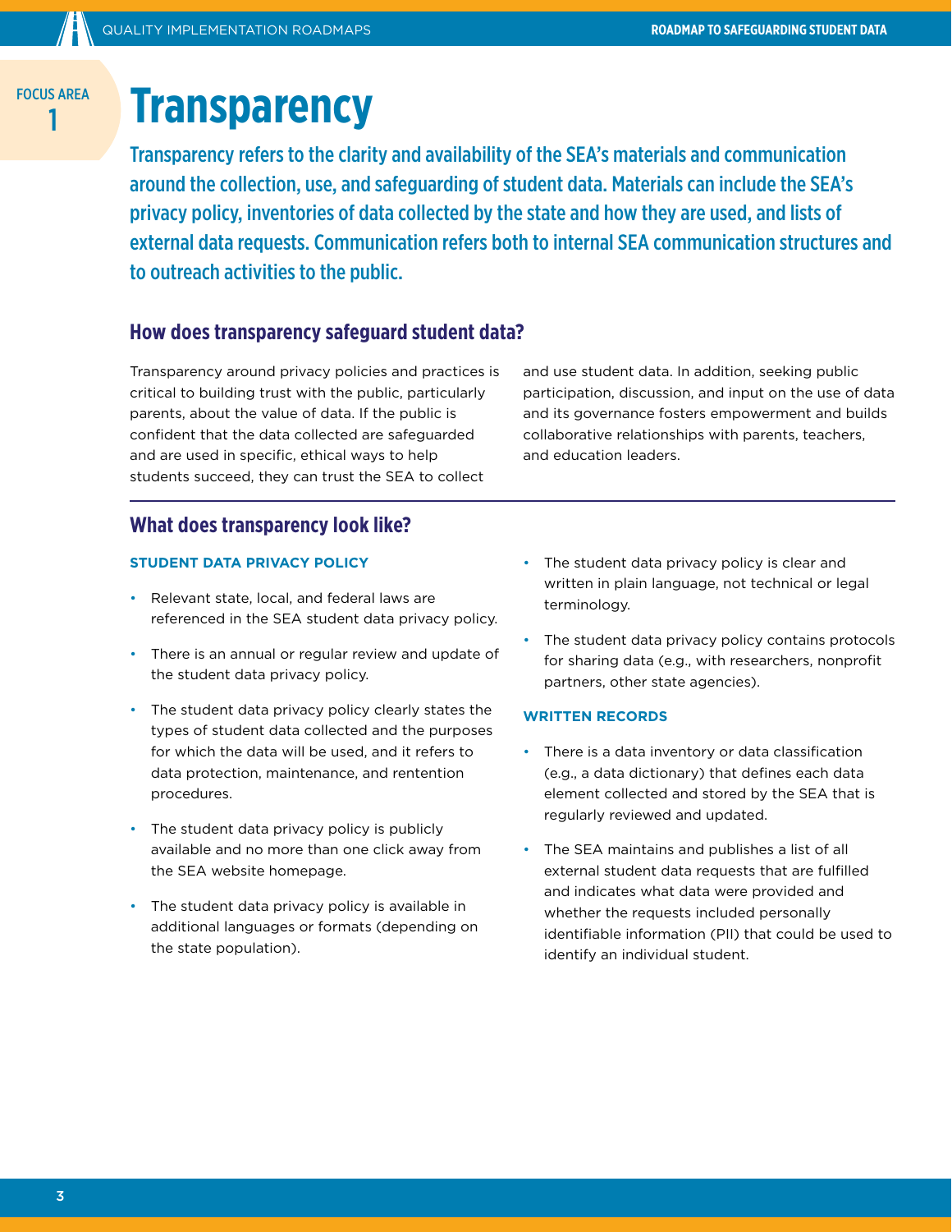FOCUS AREA 1

# Transparency

**Transparency refers to the clarity and availability of the SEA's materials and communication around the collection, use, and safeguarding of student data. Materials can include the SEA's privacy policy, inventories of data collected by the state and how they are used, and lists of external data requests. Communication refers both to internal SEA communication structures and to outreach activities to the public.**

## How does transparency safeguard student data?

Transparency around privacy policies and practices is critical to building trust with the public, particularly parents, about the value of data. If the public is confident that the data collected are safeguarded and are used in specific, ethical ways to help students succeed, they can trust the SEA to collect and use student data. In addition, seeking public participation, discussion, and input on the use of data and its governance fosters empowerment and builds collaborative relationships with parents, teachers, and education leaders.

## What does transparency look like?

### STUDENT DATA PRIVACY POLICY

- Relevant state, local, and federal laws are referenced in the SEA student data privacy policy.
- There is an annual or regular review and update of the student data privacy policy.
- The student data privacy policy clearly states the types of student data collected and the purposes for which the data will be used, and it refers to data protection, maintenance, and rentention procedures.
- The student data privacy policy is publicly available and no more than one click away from the SEA website homepage.
- The student data privacy policy is available in additional languages or formats (depending on the state population).
- The student data privacy policy is clear and written in plain language, not technical or legal terminology.
- The student data privacy policy contains protocols for sharing data (e.g., with researchers, nonprofit partners, other state agencies).

### WRITTEN RECORDS

- There is a data inventory or data classification (e.g., a data dictionary) that defines each data element collected and stored by the SEA that is regularly reviewed and updated.
- The SEA maintains and publishes a list of all external student data requests that are fulfilled and indicates what data were provided and whether the requests included personally identifiable information (PII) that could be used to identify an individual student.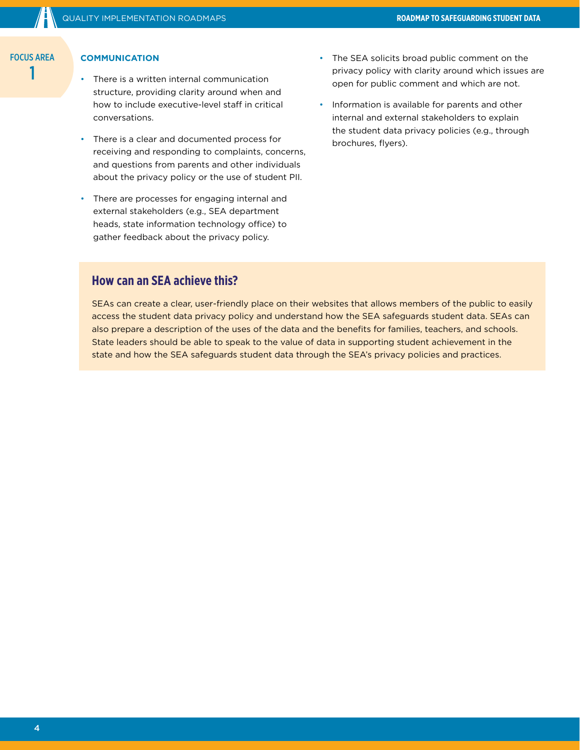FOCUS AREA 1

### COMMUNICATION

- There is a written internal communication structure, providing clarity around when and how to include executive-level staff in critical conversations.
- There is a clear and documented process for receiving and responding to complaints, concerns, and questions from parents and other individuals about the privacy policy or the use of student PII.
- There are processes for engaging internal and external stakeholders (e.g., SEA department heads, state information technology office) to gather feedback about the privacy policy.
- The SEA solicits broad public comment on the privacy policy with clarity around which issues are open for public comment and which are not.
- Information is available for parents and other internal and external stakeholders to explain the student data privacy policies (e.g., through brochures, flyers).

## How can an SEA achieve this?

SEAs can create a clear, user-friendly place on their websites that allows members of the public to easily access the student data privacy policy and understand how the SEA safeguards student data. SEAs can also prepare a description of the uses of the data and the benefits for families, teachers, and schools. State leaders should be able to speak to the value of data in supporting student achievement in the state and how the SEA safeguards student data through the SEA's privacy policies and practices.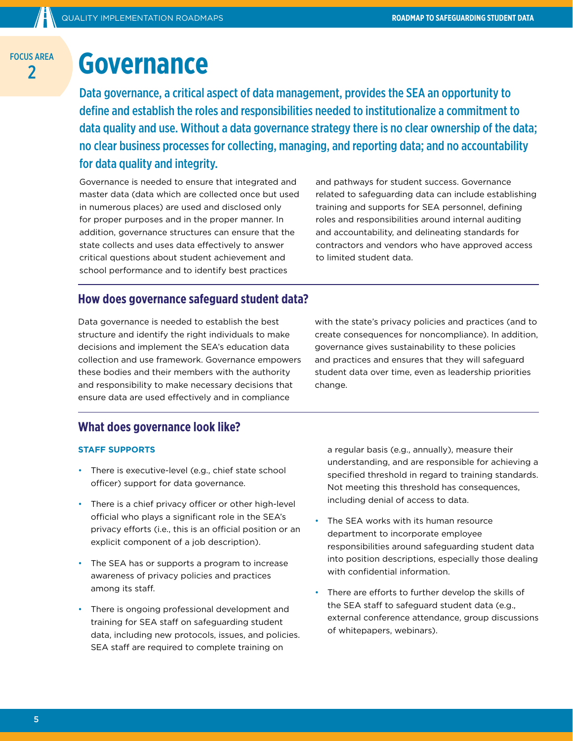FOCUS AREA 2

# Governance

**Data governance, a critical aspect of data management, provides the SEA an opportunity to define and establish the roles and responsibilities needed to institutionalize a commitment to data quality and use. Without a data governance strategy there is no clear ownership of the data; no clear business processes for collecting, managing, and reporting data; and no accountability for data quality and integrity.**

Governance is needed to ensure that integrated and master data (data which are collected once but used in numerous places) are used and disclosed only for proper purposes and in the proper manner. In addition, governance structures can ensure that the state collects and uses data effectively to answer critical questions about student achievement and school performance and to identify best practices and pathways for student success. Governance related to safeguarding data can include establishing training and supports for SEA personnel, defining roles and responsibilities around internal auditing and accountability, and delineating standards for contractors and vendors who have approved access to limited student data.

## How does governance safeguard student data?

Data governance is needed to establish the best structure and identify the right individuals to make decisions and implement the SEA's education data collection and use framework. Governance empowers these bodies and their members with the authority and responsibility to make necessary decisions that ensure data are used effectively and in compliance with the state's privacy policies and practices (and to create consequences for noncompliance). In addition, governance gives sustainability to these policies and practices and ensures that they will safeguard student data over time, even as leadership priorities change.

## What does governance look like?

### STAFF SUPPORTS

- There is executive-level (e.g., chief state school officer) support for data governance.
- There is a chief privacy officer or other high-level official who plays a significant role in the SEA's privacy efforts (i.e., this is an official position or an explicit component of a job description).
- The SEA has or supports a program to increase awareness of privacy policies and practices among its staff.
- There is ongoing professional development and training for SEA staff on safeguarding student data, including new protocols, issues, and policies. SEA staff are required to complete training on a regular basis (e.g., annually), measure their understanding, and are responsible for achieving a specified threshold in regard to training standards. Not meeting this threshold has consequences, including denial of access to data.
- The SEA works with its human resource department to incorporate employee responsibilities around safeguarding student data into position descriptions, especially those dealing with confidential information.
- There are efforts to further develop the skills of the SEA staff to safeguard student data (e.g., external conference attendance, group discussions of whitepapers, webinars).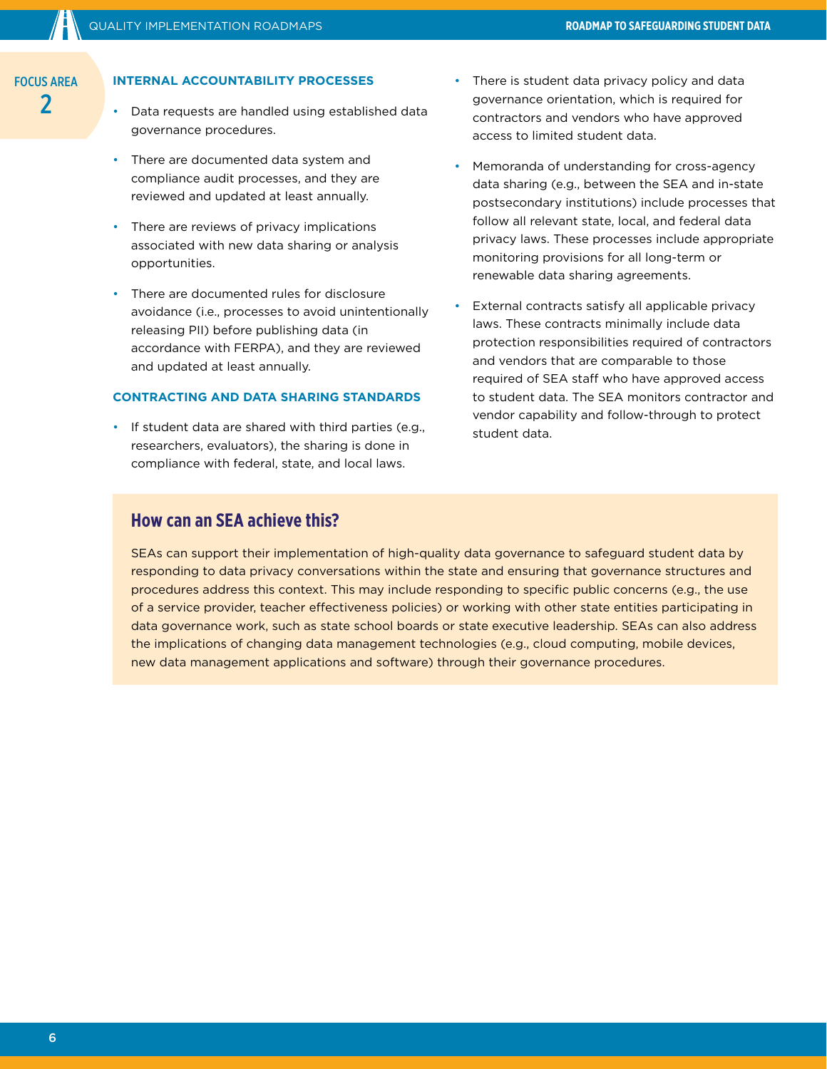FOCUS AREA 2

### INTERNAL ACCOUNTABILITY PROCESSES

- Data requests are handled using established data governance procedures.
- There are documented data system and compliance audit processes, and they are reviewed and updated at least annually.
- There are reviews of privacy implications associated with new data sharing or analysis opportunities.
- There are documented rules for disclosure avoidance (i.e., processes to avoid unintentionally releasing PII) before publishing data (in accordance with FERPA), and they are reviewed and updated at least annually.

### CONTRACTING AND DATA SHARING STANDARDS

- If student data are shared with third parties (e.g., researchers, evaluators), the sharing is done in compliance with federal, state, and local laws.
- There is student data privacy policy and data governance orientation, which is required for contractors and vendors who have approved access to limited student data.
- Memoranda of understanding for cross-agency data sharing (e.g., between the SEA and in-state postsecondary institutions) include processes that follow all relevant state, local, and federal data privacy laws. These processes include appropriate monitoring provisions for all long-term or renewable data sharing agreements.
- External contracts satisfy all applicable privacy laws. These contracts minimally include data protection responsibilities required of contractors and vendors that are comparable to those required of SEA staff who have approved access to student data. The SEA monitors contractor and vendor capability and follow-through to protect student data.

## How can an SEA achieve this?

SEAs can support their implementation of high-quality data governance to safeguard student data by responding to data privacy conversations within the state and ensuring that governance structures and procedures address this context. This may include responding to specific public concerns (e.g., the use of a service provider, teacher effectiveness policies) or working with other state entities participating in data governance work, such as state school boards or state executive leadership. SEAs can also address the implications of changing data management technologies (e.g., cloud computing, mobile devices, new data management applications and software) through their governance procedures.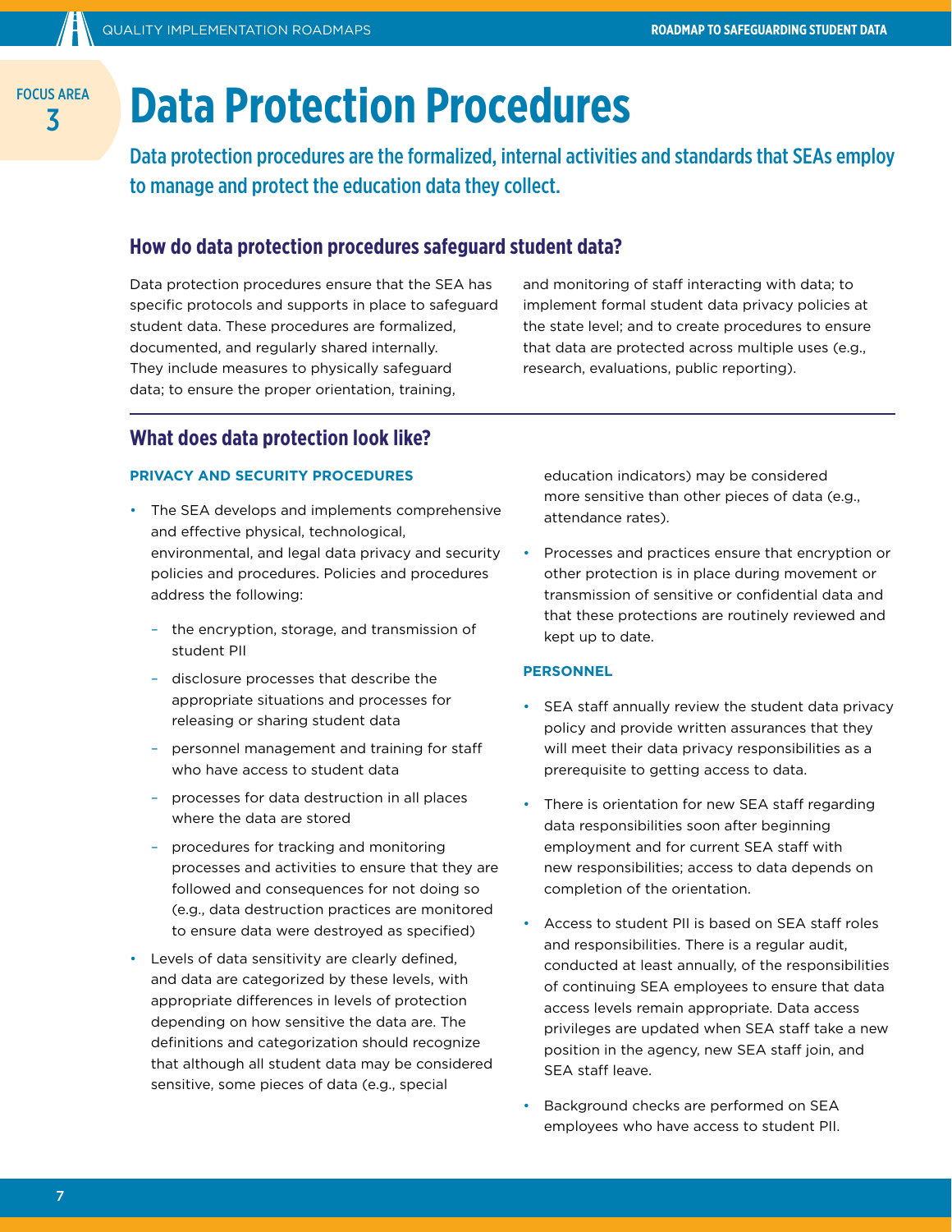FOCUS AREA 3

# Data Protection Procedures

**Data protection procedures are the formalized, internal activities and standards that SEAs employ to manage and protect the education data they collect.**

## How do data protection procedures safeguard student data?

Data protection procedures ensure that the SEA has specific protocols and supports in place to safeguard student data. These procedures are formalized, documented, and regularly shared internally. They include measures to physically safeguard data; to ensure the proper orientation, training, and monitoring of staff interacting with data; to implement formal student data privacy policies at the state level; and to create procedures to ensure that data are protected across multiple uses (e.g., research, evaluations, public reporting).

## What does data protection look like?

### PRIVACY AND SECURITY PROCEDURES

- The SEA develops and implements comprehensive and effective physical, technological, environmental, and legal data privacy and security policies and procedures. Policies and procedures address the following:
  - the encryption, storage, and transmission of student PII
  - disclosure processes that describe the appropriate situations and processes for releasing or sharing student data
  - personnel management and training for staff who have access to student data
  - processes for data destruction in all places where the data are stored
  - procedures for tracking and monitoring processes and activities to ensure that they are followed and consequences for not doing so (e.g., data destruction practices are monitored to ensure data were destroyed as specified)
- Levels of data sensitivity are clearly defined, and data are categorized by these levels, with appropriate differences in levels of protection depending on how sensitive the data are. The definitions and categorization should recognize that although all student data may be considered sensitive, some pieces of data (e.g., special education indicators) may be considered more sensitive than other pieces of data (e.g., attendance rates).
- Processes and practices ensure that encryption or other protection is in place during movement or transmission of sensitive or confidential data and that these protections are routinely reviewed and kept up to date.

### PERSONNEL

- SEA staff annually review the student data privacy policy and provide written assurances that they will meet their data privacy responsibilities as a prerequisite to getting access to data.
- There is orientation for new SEA staff regarding data responsibilities soon after beginning employment and for current SEA staff with new responsibilities; access to data depends on completion of the orientation.
- Access to student PII is based on SEA staff roles and responsibilities. There is a regular audit, conducted at least annually, of the responsibilities of continuing SEA employees to ensure that data access levels remain appropriate. Data access privileges are updated when SEA staff take a new position in the agency, new SEA staff join, and SEA staff leave.
- Background checks are performed on SEA employees who have access to student PII.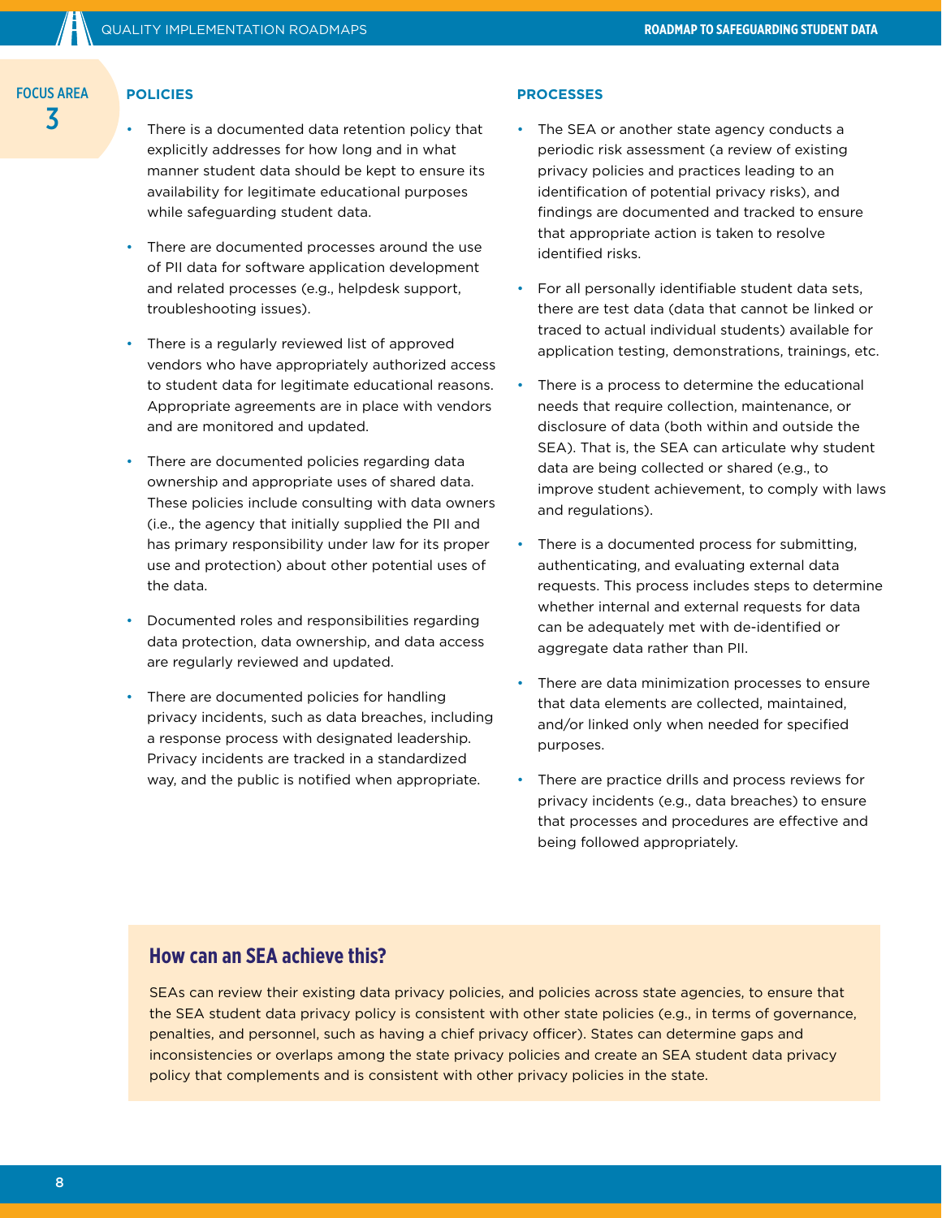FOCUS AREA 3

### POLICIES

- There is a documented data retention policy that explicitly addresses for how long and in what manner student data should be kept to ensure its availability for legitimate educational purposes while safeguarding student data.
- There are documented processes around the use of PII data for software application development and related processes (e.g., helpdesk support, troubleshooting issues).
- There is a regularly reviewed list of approved vendors who have appropriately authorized access to student data for legitimate educational reasons. Appropriate agreements are in place with vendors and are monitored and updated.
- There are documented policies regarding data ownership and appropriate uses of shared data. These policies include consulting with data owners (i.e., the agency that initially supplied the PII and has primary responsibility under law for its proper use and protection) about other potential uses of the data.
- Documented roles and responsibilities regarding data protection, data ownership, and data access are regularly reviewed and updated.
- There are documented policies for handling privacy incidents, such as data breaches, including a response process with designated leadership. Privacy incidents are tracked in a standardized way, and the public is notified when appropriate.

### PROCESSES

- The SEA or another state agency conducts a periodic risk assessment (a review of existing privacy policies and practices leading to an identification of potential privacy risks), and findings are documented and tracked to ensure that appropriate action is taken to resolve identified risks.
- For all personally identifiable student data sets, there are test data (data that cannot be linked or traced to actual individual students) available for application testing, demonstrations, trainings, etc.
- There is a process to determine the educational needs that require collection, maintenance, or disclosure of data (both within and outside the SEA). That is, the SEA can articulate why student data are being collected or shared (e.g., to improve student achievement, to comply with laws and regulations).
- There is a documented process for submitting, authenticating, and evaluating external data requests. This process includes steps to determine whether internal and external requests for data can be adequately met with de-identified or aggregate data rather than PII.
- There are data minimization processes to ensure that data elements are collected, maintained, and/or linked only when needed for specified purposes.
- There are practice drills and process reviews for privacy incidents (e.g., data breaches) to ensure that processes and procedures are effective and being followed appropriately.

## How can an SEA achieve this?

SEAs can review their existing data privacy policies, and policies across state agencies, to ensure that the SEA student data privacy policy is consistent with other state policies (e.g., in terms of governance, penalties, and personnel, such as having a chief privacy officer). States can determine gaps and inconsistencies or overlaps among the state privacy policies and create an SEA student data privacy policy that complements and is consistent with other privacy policies in the state.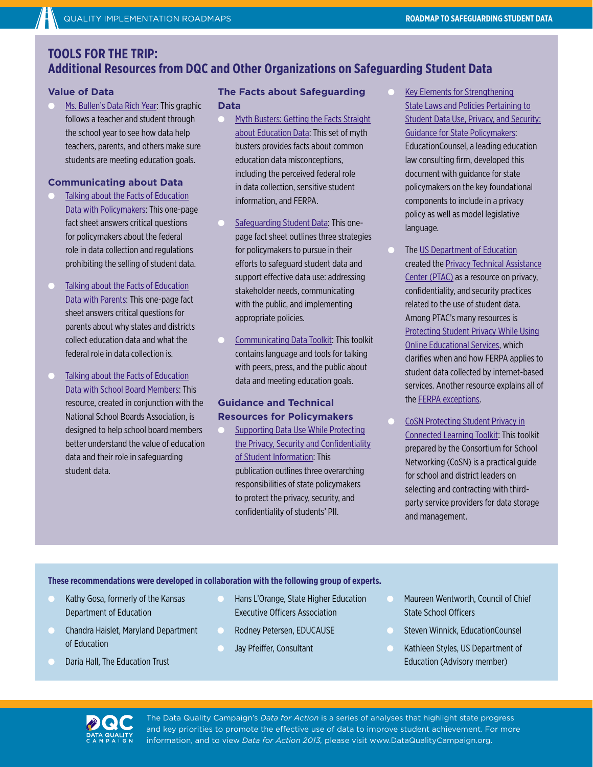## TOOLS FOR THE TRIP:
## Additional Resources from DQC and Other Organizations on Safeguarding Student Data

### Value of Data

- Ms. Bullen's Data Rich Year: This graphic follows a teacher and student through the school year to see how data help teachers, parents, and others make sure students are meeting education goals.

### Communicating about Data

- Talking about the Facts of Education Data with Policymakers: This one-page fact sheet answers critical questions for policymakers about the federal role in data collection and regulations prohibiting the selling of student data.
- Talking about the Facts of Education Data with Parents: This one-page fact sheet answers critical questions for parents about why states and districts collect education data and what the federal role in data collection is.
- Talking about the Facts of Education Data with School Board Members: This resource, created in conjunction with the National School Boards Association, is designed to help school board members better understand the value of education data and their role in safeguarding student data.

### The Facts about Safeguarding Data

- Myth Busters: Getting the Facts Straight about Education Data: This set of myth busters provides facts about common education data misconceptions, including the perceived federal role in data collection, sensitive student information, and FERPA.
- Safeguarding Student Data: This one-page fact sheet outlines three strategies for policymakers to pursue in their efforts to safeguard student data and support effective data use: addressing stakeholder needs, communicating with the public, and implementing appropriate policies.
- Communicating Data Toolkit: This toolkit contains language and tools for talking with peers, press, and the public about data and meeting education goals.

### Guidance and Technical Resources for Policymakers

- Supporting Data Use While Protecting the Privacy, Security and Confidentiality of Student Information: This publication outlines three overarching responsibilities of state policymakers to protect the privacy, security, and confidentiality of students' PII.
- Key Elements for Strengthening State Laws and Policies Pertaining to Student Data Use, Privacy, and Security: Guidance for State Policymakers: EducationCounsel, a leading education law consulting firm, developed this document with guidance for state policymakers on the key foundational components to include in a privacy policy as well as model legislative language.
- The US Department of Education created the Privacy Technical Assistance Center (PTAC) as a resource on privacy, confidentiality, and security practices related to the use of student data. Among PTAC's many resources is Protecting Student Privacy While Using Online Educational Services, which clarifies when and how FERPA applies to student data collected by internet-based services. Another resource explains all of the FERPA exceptions.
- CoSN Protecting Student Privacy in Connected Learning Toolkit: This toolkit prepared by the Consortium for School Networking (CoSN) is a practical guide for school and district leaders on selecting and contracting with third-party service providers for data storage and management.

**These recommendations were developed in collaboration with the following group of experts.**

- Kathy Gosa, formerly of the Kansas Department of Education
- Chandra Haislet, Maryland Department of Education
- Daria Hall, The Education Trust
- Hans L'Orange, State Higher Education Executive Officers Association
- Rodney Petersen, EDUCAUSE
- Jay Pfeiffer, Consultant
- Maureen Wentworth, Council of Chief State School Officers
- Steven Winnick, EducationCounsel
- Kathleen Styles, US Department of Education (Advisory member)

The Data Quality Campaign's *Data for Action* is a series of analyses that highlight state progress and key priorities to promote the effective use of data to improve student achievement. For more information, and to view *Data for Action 2013,* please visit www.DataQualityCampaign.org.